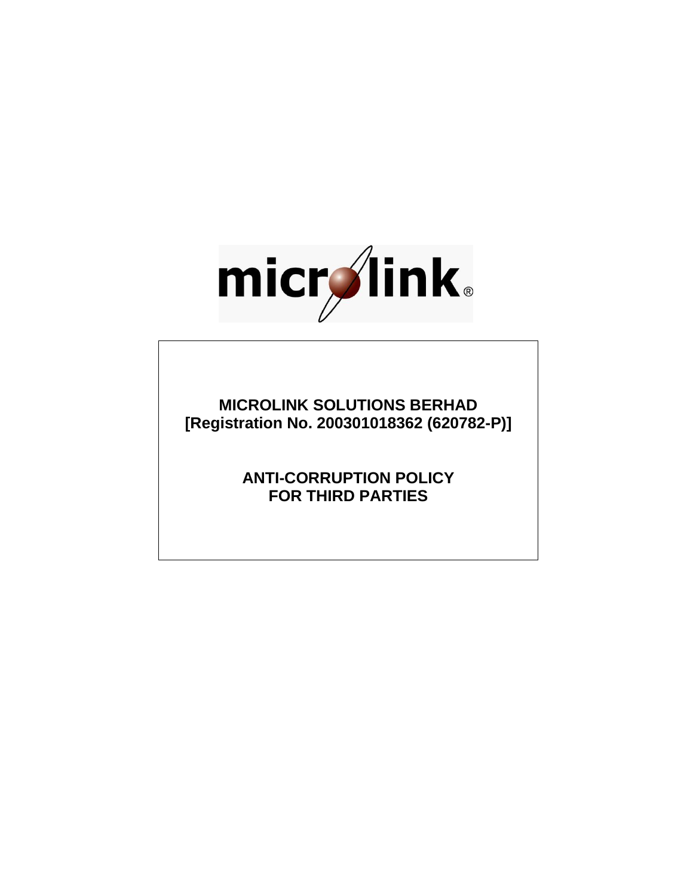# MICROLINK SOLUTIONS BERHAD
**[Registration No. 200301018362 (620782-P)]**

## ANTI-CORRUPTION POLICY FOR THIRD PARTIES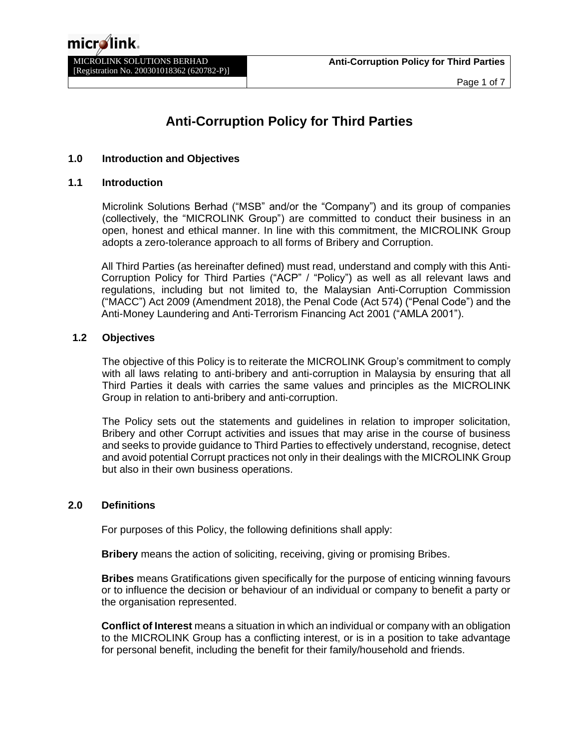# Anti-Corruption Policy for Third Parties

## 1.0 Introduction and Objectives

### 1.1 Introduction

Microlink Solutions Berhad ("MSB" and/or the "Company") and its group of companies (collectively, the "MICROLINK Group") are committed to conduct their business in an open, honest and ethical manner. In line with this commitment, the MICROLINK Group adopts a zero-tolerance approach to all forms of Bribery and Corruption.

All Third Parties (as hereinafter defined) must read, understand and comply with this Anti-Corruption Policy for Third Parties ("ACP" / "Policy") as well as all relevant laws and regulations, including but not limited to, the Malaysian Anti-Corruption Commission ("MACC") Act 2009 (Amendment 2018), the Penal Code (Act 574) ("Penal Code") and the Anti-Money Laundering and Anti-Terrorism Financing Act 2001 ("AMLA 2001").

### 1.2 Objectives

The objective of this Policy is to reiterate the MICROLINK Group's commitment to comply with all laws relating to anti-bribery and anti-corruption in Malaysia by ensuring that all Third Parties it deals with carries the same values and principles as the MICROLINK Group in relation to anti-bribery and anti-corruption.

The Policy sets out the statements and guidelines in relation to improper solicitation, Bribery and other Corrupt activities and issues that may arise in the course of business and seeks to provide guidance to Third Parties to effectively understand, recognise, detect and avoid potential Corrupt practices not only in their dealings with the MICROLINK Group but also in their own business operations.

## 2.0 Definitions

For purposes of this Policy, the following definitions shall apply:

**Bribery** means the action of soliciting, receiving, giving or promising Bribes.

**Bribes** means Gratifications given specifically for the purpose of enticing winning favours or to influence the decision or behaviour of an individual or company to benefit a party or the organisation represented.

**Conflict of Interest** means a situation in which an individual or company with an obligation to the MICROLINK Group has a conflicting interest, or is in a position to take advantage for personal benefit, including the benefit for their family/household and friends.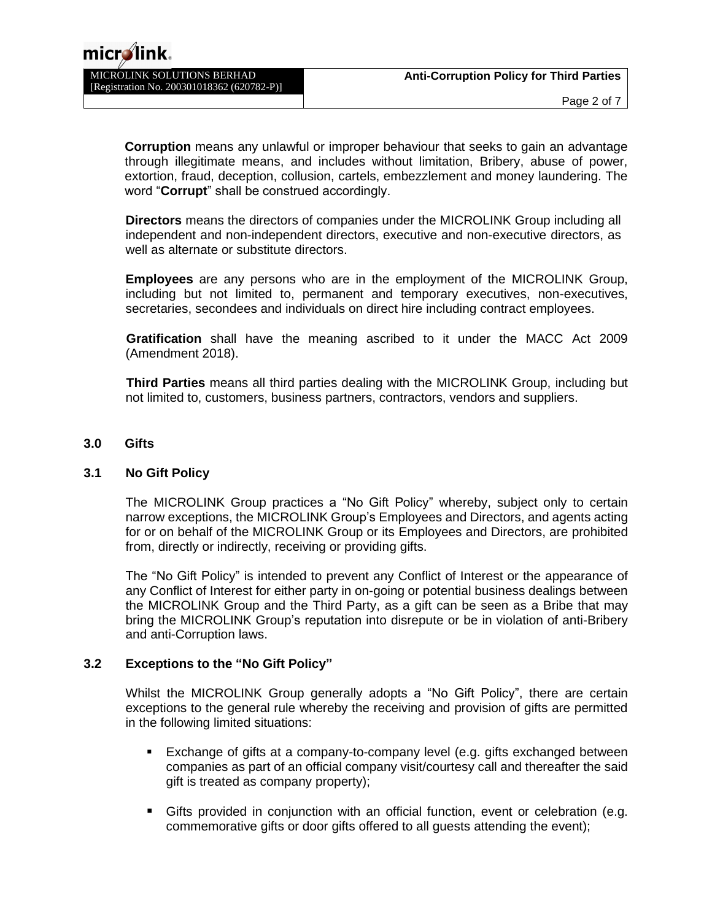**Corruption** means any unlawful or improper behaviour that seeks to gain an advantage through illegitimate means, and includes without limitation, Bribery, abuse of power, extortion, fraud, deception, collusion, cartels, embezzlement and money laundering. The word "**Corrupt**" shall be construed accordingly.

**Directors** means the directors of companies under the MICROLINK Group including all independent and non-independent directors, executive and non-executive directors, as well as alternate or substitute directors.

**Employees** are any persons who are in the employment of the MICROLINK Group, including but not limited to, permanent and temporary executives, non-executives, secretaries, secondees and individuals on direct hire including contract employees.

**Gratification** shall have the meaning ascribed to it under the MACC Act 2009 (Amendment 2018).

**Third Parties** means all third parties dealing with the MICROLINK Group, including but not limited to, customers, business partners, contractors, vendors and suppliers.

## 3.0 Gifts

### 3.1 No Gift Policy

The MICROLINK Group practices a "No Gift Policy" whereby, subject only to certain narrow exceptions, the MICROLINK Group's Employees and Directors, and agents acting for or on behalf of the MICROLINK Group or its Employees and Directors, are prohibited from, directly or indirectly, receiving or providing gifts.

The "No Gift Policy" is intended to prevent any Conflict of Interest or the appearance of any Conflict of Interest for either party in on-going or potential business dealings between the MICROLINK Group and the Third Party, as a gift can be seen as a Bribe that may bring the MICROLINK Group's reputation into disrepute or be in violation of anti-Bribery and anti-Corruption laws.

### 3.2 Exceptions to the "No Gift Policy"

Whilst the MICROLINK Group generally adopts a "No Gift Policy", there are certain exceptions to the general rule whereby the receiving and provision of gifts are permitted in the following limited situations:

- Exchange of gifts at a company-to-company level (e.g. gifts exchanged between companies as part of an official company visit/courtesy call and thereafter the said gift is treated as company property);
- Gifts provided in conjunction with an official function, event or celebration (e.g. commemorative gifts or door gifts offered to all guests attending the event);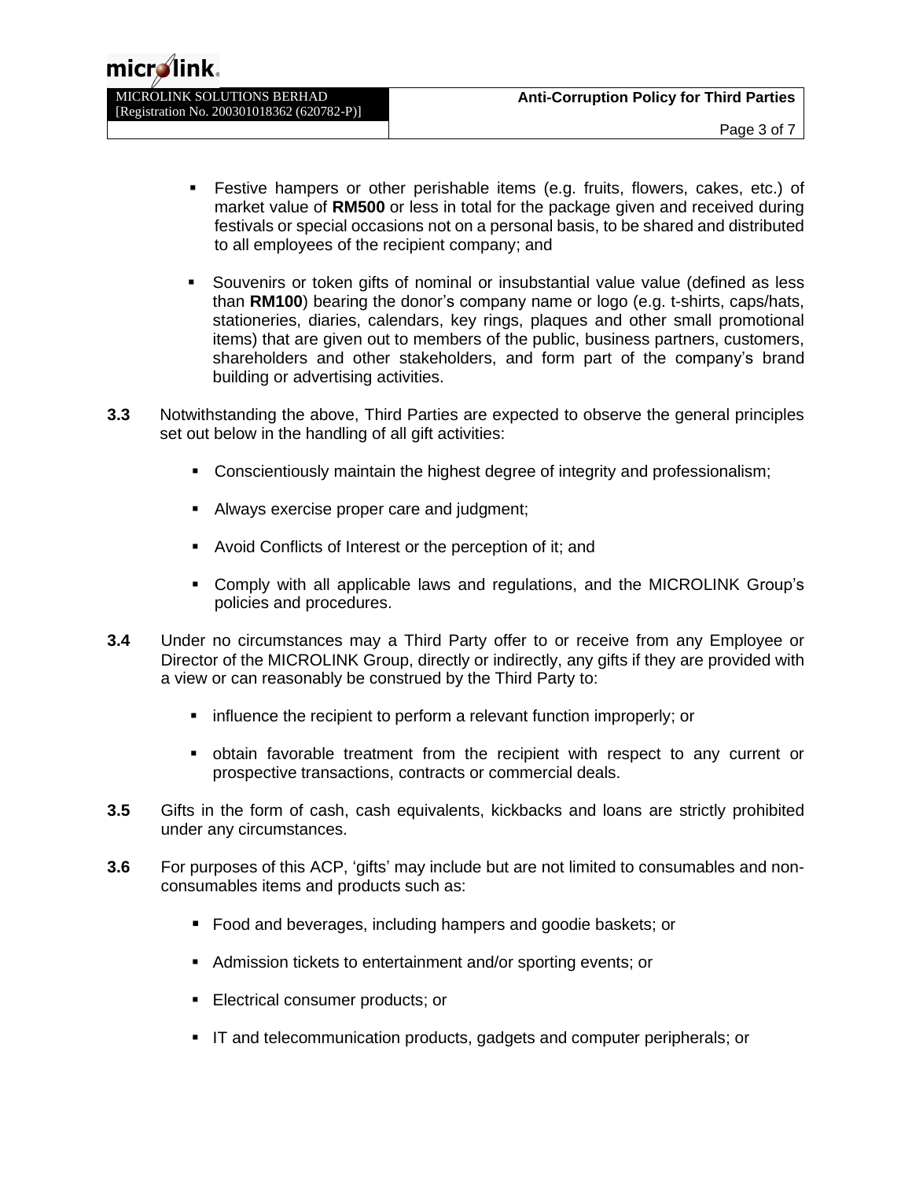- Festive hampers or other perishable items (e.g. fruits, flowers, cakes, etc.) of market value of **RM500** or less in total for the package given and received during festivals or special occasions not on a personal basis, to be shared and distributed to all employees of the recipient company; and

- Souvenirs or token gifts of nominal or insubstantial value value (defined as less than **RM100**) bearing the donor's company name or logo (e.g. t-shirts, caps/hats, stationeries, diaries, calendars, key rings, plaques and other small promotional items) that are given out to members of the public, business partners, customers, shareholders and other stakeholders, and form part of the company's brand building or advertising activities.

**3.3** Notwithstanding the above, Third Parties are expected to observe the general principles set out below in the handling of all gift activities:

- Conscientiously maintain the highest degree of integrity and professionalism;
- Always exercise proper care and judgment;
- Avoid Conflicts of Interest or the perception of it; and
- Comply with all applicable laws and regulations, and the MICROLINK Group's policies and procedures.

**3.4** Under no circumstances may a Third Party offer to or receive from any Employee or Director of the MICROLINK Group, directly or indirectly, any gifts if they are provided with a view or can reasonably be construed by the Third Party to:

- influence the recipient to perform a relevant function improperly; or
- obtain favorable treatment from the recipient with respect to any current or prospective transactions, contracts or commercial deals.

**3.5** Gifts in the form of cash, cash equivalents, kickbacks and loans are strictly prohibited under any circumstances.

**3.6** For purposes of this ACP, 'gifts' may include but are not limited to consumables and non-consumables items and products such as:

- Food and beverages, including hampers and goodie baskets; or
- Admission tickets to entertainment and/or sporting events; or
- Electrical consumer products; or
- IT and telecommunication products, gadgets and computer peripherals; or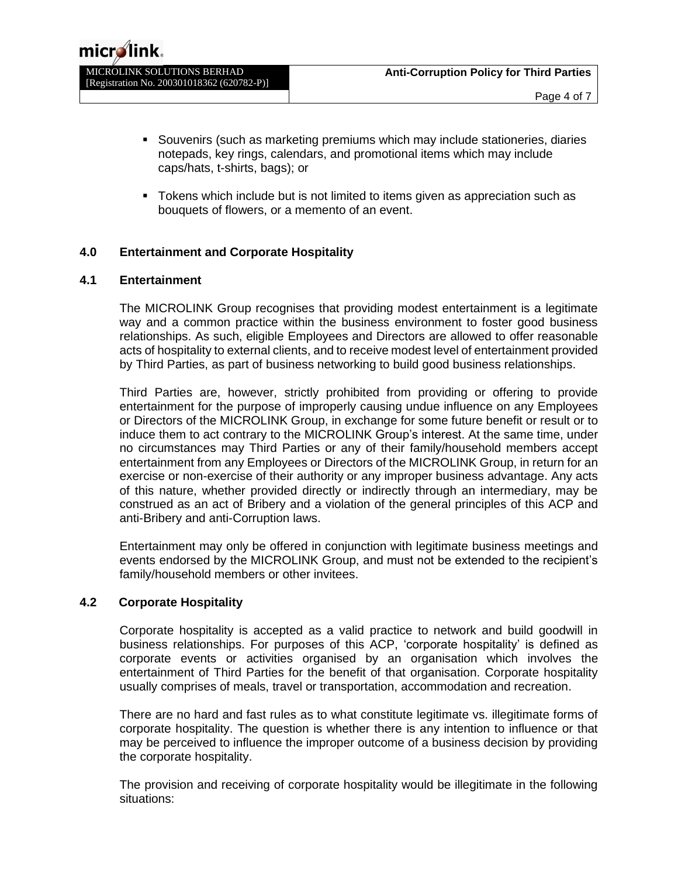- Souvenirs (such as marketing premiums which may include stationeries, diaries notepads, key rings, calendars, and promotional items which may include caps/hats, t-shirts, bags); or

- Tokens which include but is not limited to items given as appreciation such as bouquets of flowers, or a memento of an event.

## 4.0 Entertainment and Corporate Hospitality

### 4.1 Entertainment

The MICROLINK Group recognises that providing modest entertainment is a legitimate way and a common practice within the business environment to foster good business relationships. As such, eligible Employees and Directors are allowed to offer reasonable acts of hospitality to external clients, and to receive modest level of entertainment provided by Third Parties, as part of business networking to build good business relationships.

Third Parties are, however, strictly prohibited from providing or offering to provide entertainment for the purpose of improperly causing undue influence on any Employees or Directors of the MICROLINK Group, in exchange for some future benefit or result or to induce them to act contrary to the MICROLINK Group's interest. At the same time, under no circumstances may Third Parties or any of their family/household members accept entertainment from any Employees or Directors of the MICROLINK Group, in return for an exercise or non-exercise of their authority or any improper business advantage. Any acts of this nature, whether provided directly or indirectly through an intermediary, may be construed as an act of Bribery and a violation of the general principles of this ACP and anti-Bribery and anti-Corruption laws.

Entertainment may only be offered in conjunction with legitimate business meetings and events endorsed by the MICROLINK Group, and must not be extended to the recipient's family/household members or other invitees.

### 4.2 Corporate Hospitality

Corporate hospitality is accepted as a valid practice to network and build goodwill in business relationships. For purposes of this ACP, 'corporate hospitality' is defined as corporate events or activities organised by an organisation which involves the entertainment of Third Parties for the benefit of that organisation. Corporate hospitality usually comprises of meals, travel or transportation, accommodation and recreation.

There are no hard and fast rules as to what constitute legitimate vs. illegitimate forms of corporate hospitality. The question is whether there is any intention to influence or that may be perceived to influence the improper outcome of a business decision by providing the corporate hospitality.

The provision and receiving of corporate hospitality would be illegitimate in the following situations: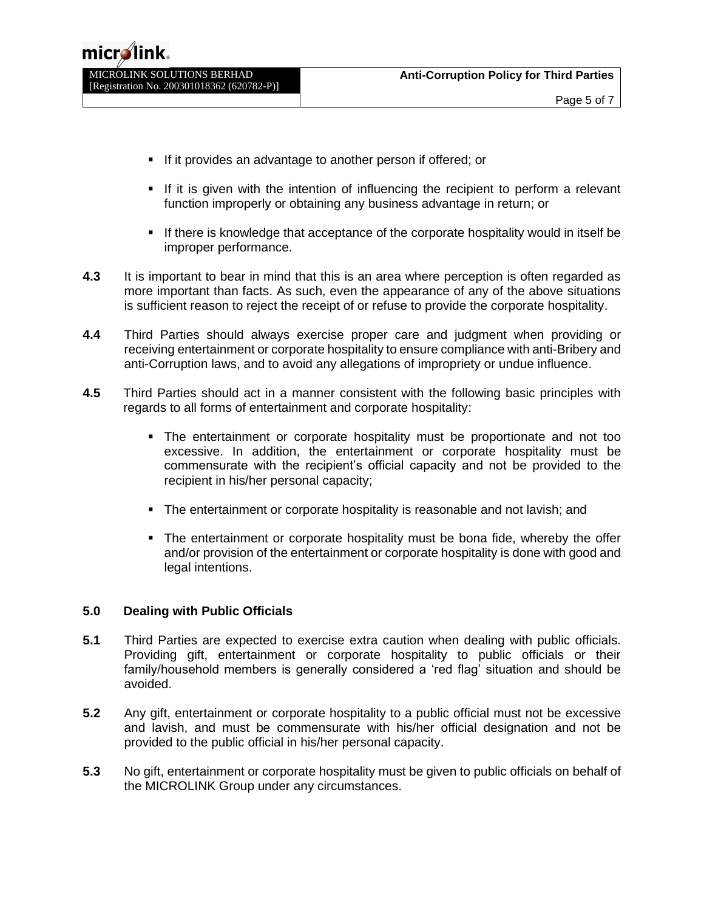- If it provides an advantage to another person if offered; or
- If it is given with the intention of influencing the recipient to perform a relevant function improperly or obtaining any business advantage in return; or
- If there is knowledge that acceptance of the corporate hospitality would in itself be improper performance.

**4.3** It is important to bear in mind that this is an area where perception is often regarded as more important than facts. As such, even the appearance of any of the above situations is sufficient reason to reject the receipt of or refuse to provide the corporate hospitality.

**4.4** Third Parties should always exercise proper care and judgment when providing or receiving entertainment or corporate hospitality to ensure compliance with anti-Bribery and anti-Corruption laws, and to avoid any allegations of impropriety or undue influence.

**4.5** Third Parties should act in a manner consistent with the following basic principles with regards to all forms of entertainment and corporate hospitality:

- The entertainment or corporate hospitality must be proportionate and not too excessive. In addition, the entertainment or corporate hospitality must be commensurate with the recipient's official capacity and not be provided to the recipient in his/her personal capacity;
- The entertainment or corporate hospitality is reasonable and not lavish; and
- The entertainment or corporate hospitality must be bona fide, whereby the offer and/or provision of the entertainment or corporate hospitality is done with good and legal intentions.

## 5.0 Dealing with Public Officials

**5.1** Third Parties are expected to exercise extra caution when dealing with public officials. Providing gift, entertainment or corporate hospitality to public officials or their family/household members is generally considered a 'red flag' situation and should be avoided.

**5.2** Any gift, entertainment or corporate hospitality to a public official must not be excessive and lavish, and must be commensurate with his/her official designation and not be provided to the public official in his/her personal capacity.

**5.3** No gift, entertainment or corporate hospitality must be given to public officials on behalf of the MICROLINK Group under any circumstances.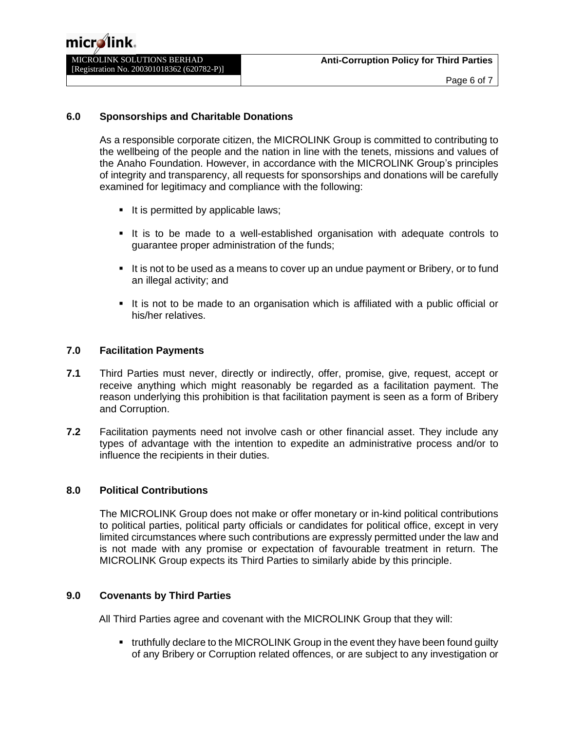## 6.0 Sponsorships and Charitable Donations

As a responsible corporate citizen, the MICROLINK Group is committed to contributing to the wellbeing of the people and the nation in line with the tenets, missions and values of the Anaho Foundation. However, in accordance with the MICROLINK Group's principles of integrity and transparency, all requests for sponsorships and donations will be carefully examined for legitimacy and compliance with the following:

- It is permitted by applicable laws;
- It is to be made to a well-established organisation with adequate controls to guarantee proper administration of the funds;
- It is not to be used as a means to cover up an undue payment or Bribery, or to fund an illegal activity; and
- It is not to be made to an organisation which is affiliated with a public official or his/her relatives.

## 7.0 Facilitation Payments

**7.1** Third Parties must never, directly or indirectly, offer, promise, give, request, accept or receive anything which might reasonably be regarded as a facilitation payment. The reason underlying this prohibition is that facilitation payment is seen as a form of Bribery and Corruption.

**7.2** Facilitation payments need not involve cash or other financial asset. They include any types of advantage with the intention to expedite an administrative process and/or to influence the recipients in their duties.

## 8.0 Political Contributions

The MICROLINK Group does not make or offer monetary or in-kind political contributions to political parties, political party officials or candidates for political office, except in very limited circumstances where such contributions are expressly permitted under the law and is not made with any promise or expectation of favourable treatment in return. The MICROLINK Group expects its Third Parties to similarly abide by this principle.

## 9.0 Covenants by Third Parties

All Third Parties agree and covenant with the MICROLINK Group that they will:

- truthfully declare to the MICROLINK Group in the event they have been found guilty of any Bribery or Corruption related offences, or are subject to any investigation or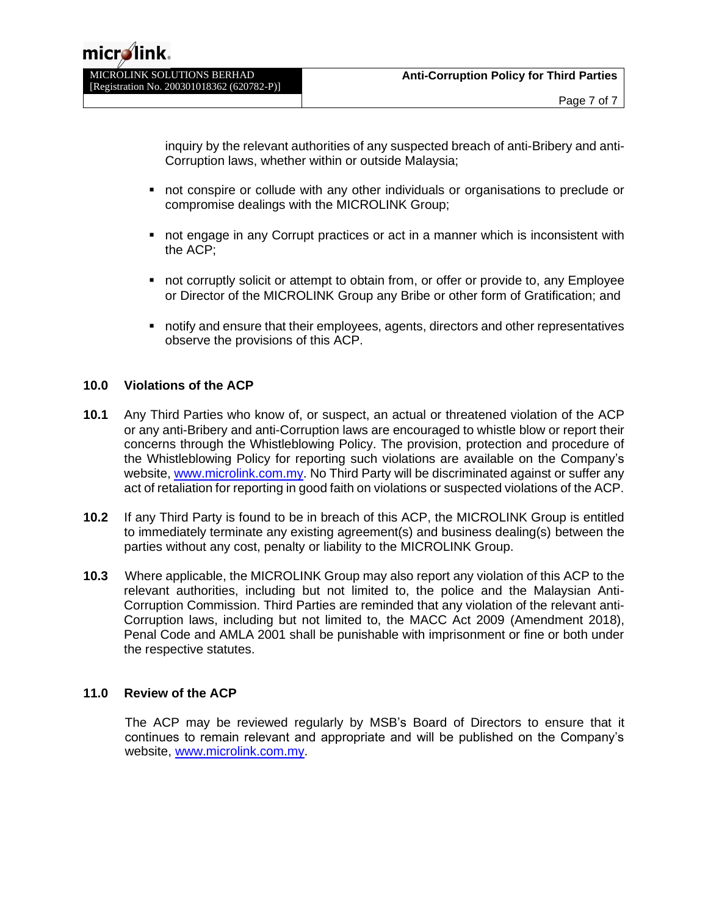inquiry by the relevant authorities of any suspected breach of anti-Bribery and anti-Corruption laws, whether within or outside Malaysia;

- not conspire or collude with any other individuals or organisations to preclude or compromise dealings with the MICROLINK Group;
- not engage in any Corrupt practices or act in a manner which is inconsistent with the ACP;
- not corruptly solicit or attempt to obtain from, or offer or provide to, any Employee or Director of the MICROLINK Group any Bribe or other form of Gratification; and
- notify and ensure that their employees, agents, directors and other representatives observe the provisions of this ACP.

## 10.0 Violations of the ACP

**10.1** Any Third Parties who know of, or suspect, an actual or threatened violation of the ACP or any anti-Bribery and anti-Corruption laws are encouraged to whistle blow or report their concerns through the Whistleblowing Policy. The provision, protection and procedure of the Whistleblowing Policy for reporting such violations are available on the Company's website, www.microlink.com.my. No Third Party will be discriminated against or suffer any act of retaliation for reporting in good faith on violations or suspected violations of the ACP.

**10.2** If any Third Party is found to be in breach of this ACP, the MICROLINK Group is entitled to immediately terminate any existing agreement(s) and business dealing(s) between the parties without any cost, penalty or liability to the MICROLINK Group.

**10.3** Where applicable, the MICROLINK Group may also report any violation of this ACP to the relevant authorities, including but not limited to, the police and the Malaysian Anti-Corruption Commission. Third Parties are reminded that any violation of the relevant anti-Corruption laws, including but not limited to, the MACC Act 2009 (Amendment 2018), Penal Code and AMLA 2001 shall be punishable with imprisonment or fine or both under the respective statutes.

## 11.0 Review of the ACP

The ACP may be reviewed regularly by MSB's Board of Directors to ensure that it continues to remain relevant and appropriate and will be published on the Company's website, www.microlink.com.my.